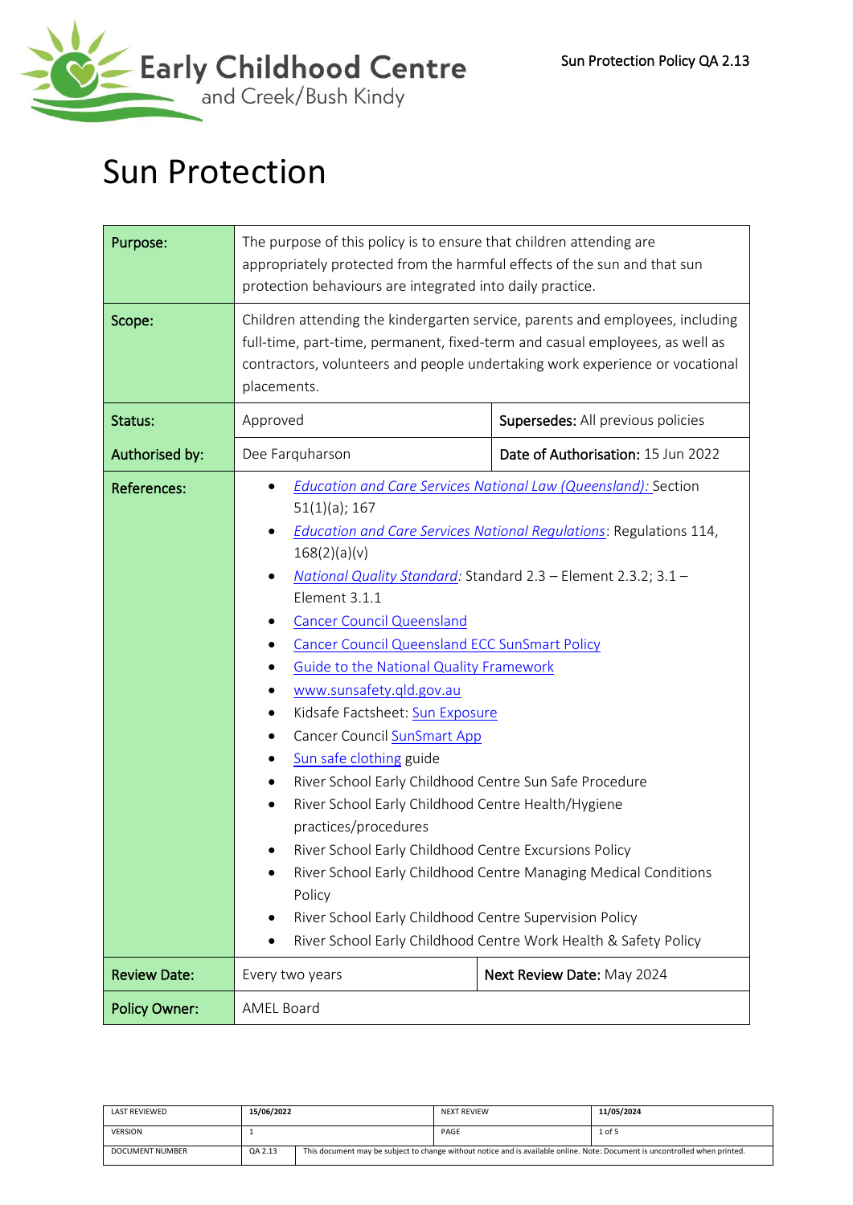Early Childhood Centre
and Creek/Bush Kindy

Sun Protection Policy QA 2.13

# Sun Protection

| | | |
|---|---|---|
| **Purpose:** | The purpose of this policy is to ensure that children attending are appropriately protected from the harmful effects of the sun and that sun protection behaviours are integrated into daily practice. | |
| **Scope:** | Children attending the kindergarten service, parents and employees, including full-time, part-time, permanent, fixed-term and casual employees, as well as contractors, volunteers and people undertaking work experience or vocational placements. | |
| **Status:** | Approved | **Supersedes:** All previous policies |
| **Authorised by:** | Dee Farquharson | **Date of Authorisation:** 15 Jun 2022 |
| **References:** | • *Education and Care Services National Law (Queensland):* Section 51(1)(a); 167<br>• *Education and Care Services National Regulations*: Regulations 114, 168(2)(a)(v)<br>• *National Quality Standard:* Standard 2.3 – Element 2.3.2; 3.1 – Element 3.1.1<br>• Cancer Council Queensland<br>• Cancer Council Queensland ECC SunSmart Policy<br>• Guide to the National Quality Framework<br>• www.sunsafety.qld.gov.au<br>• Kidsafe Factsheet: Sun Exposure<br>• Cancer Council SunSmart App<br>• Sun safe clothing guide<br>• River School Early Childhood Centre Sun Safe Procedure<br>• River School Early Childhood Centre Health/Hygiene practices/procedures<br>• River School Early Childhood Centre Excursions Policy<br>• River School Early Childhood Centre Managing Medical Conditions Policy<br>• River School Early Childhood Centre Supervision Policy<br>• River School Early Childhood Centre Work Health & Safety Policy | |
| **Review Date:** | Every two years | **Next Review Date:** May 2024 |
| **Policy Owner:** | AMEL Board | |

| LAST REVIEWED | 15/06/2022 | NEXT REVIEW | 11/05/2024 |
|---|---|---|---|
| VERSION | 1 | | |
| DOCUMENT NUMBER | QA 2.13 | This document may be subject to change without notice and is available online. Note: Document is uncontrolled when printed. | |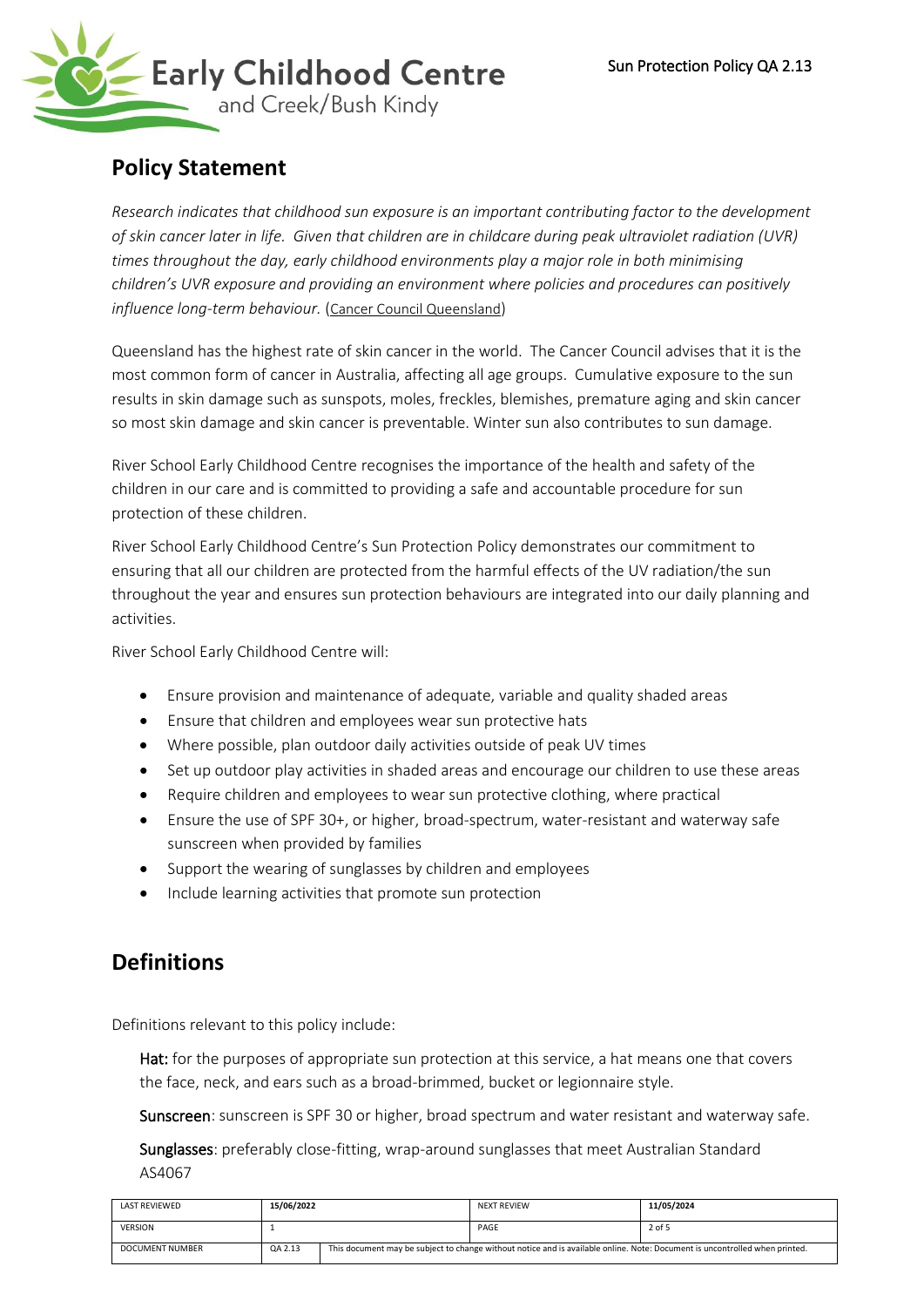## Policy Statement

*Research indicates that childhood sun exposure is an important contributing factor to the development of skin cancer later in life. Given that children are in childcare during peak ultraviolet radiation (UVR) times throughout the day, early childhood environments play a major role in both minimising children's UVR exposure and providing an environment where policies and procedures can positively influence long-term behaviour.* (Cancer Council Queensland)

Queensland has the highest rate of skin cancer in the world. The Cancer Council advises that it is the most common form of cancer in Australia, affecting all age groups. Cumulative exposure to the sun results in skin damage such as sunspots, moles, freckles, blemishes, premature aging and skin cancer so most skin damage and skin cancer is preventable. Winter sun also contributes to sun damage.

River School Early Childhood Centre recognises the importance of the health and safety of the children in our care and is committed to providing a safe and accountable procedure for sun protection of these children.

River School Early Childhood Centre's Sun Protection Policy demonstrates our commitment to ensuring that all our children are protected from the harmful effects of the UV radiation/the sun throughout the year and ensures sun protection behaviours are integrated into our daily planning and activities.

River School Early Childhood Centre will:

- Ensure provision and maintenance of adequate, variable and quality shaded areas
- Ensure that children and employees wear sun protective hats
- Where possible, plan outdoor daily activities outside of peak UV times
- Set up outdoor play activities in shaded areas and encourage our children to use these areas
- Require children and employees to wear sun protective clothing, where practical
- Ensure the use of SPF 30+, or higher, broad-spectrum, water-resistant and waterway safe sunscreen when provided by families
- Support the wearing of sunglasses by children and employees
- Include learning activities that promote sun protection

## Definitions

Definitions relevant to this policy include:

Hat: for the purposes of appropriate sun protection at this service, a hat means one that covers the face, neck, and ears such as a broad-brimmed, bucket or legionnaire style.

Sunscreen: sunscreen is SPF 30 or higher, broad spectrum and water resistant and waterway safe.

Sunglasses: preferably close-fitting, wrap-around sunglasses that meet Australian Standard AS4067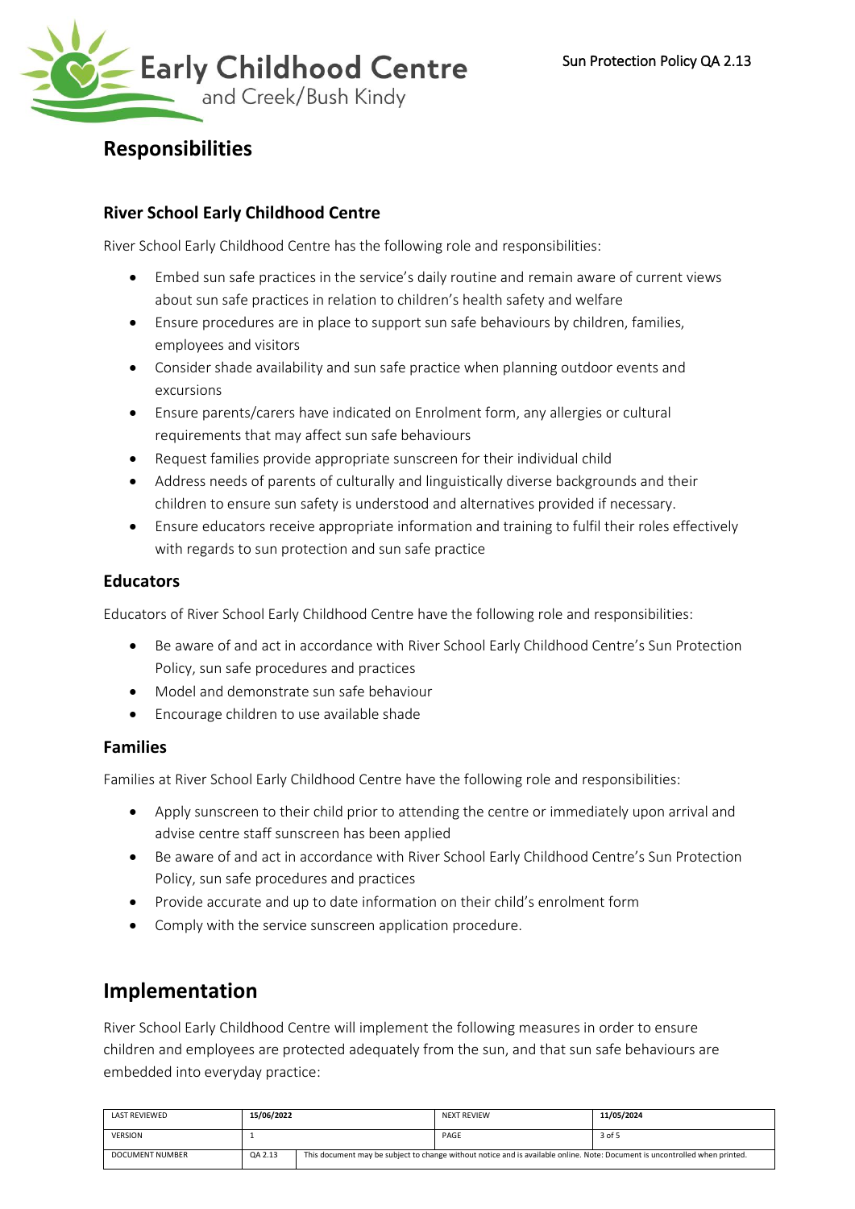# Responsibilities

### River School Early Childhood Centre

River School Early Childhood Centre has the following role and responsibilities:

- Embed sun safe practices in the service's daily routine and remain aware of current views about sun safe practices in relation to children's health safety and welfare
- Ensure procedures are in place to support sun safe behaviours by children, families, employees and visitors
- Consider shade availability and sun safe practice when planning outdoor events and excursions
- Ensure parents/carers have indicated on Enrolment form, any allergies or cultural requirements that may affect sun safe behaviours
- Request families provide appropriate sunscreen for their individual child
- Address needs of parents of culturally and linguistically diverse backgrounds and their children to ensure sun safety is understood and alternatives provided if necessary.
- Ensure educators receive appropriate information and training to fulfil their roles effectively with regards to sun protection and sun safe practice

### Educators

Educators of River School Early Childhood Centre have the following role and responsibilities:

- Be aware of and act in accordance with River School Early Childhood Centre's Sun Protection Policy, sun safe procedures and practices
- Model and demonstrate sun safe behaviour
- Encourage children to use available shade

### Families

Families at River School Early Childhood Centre have the following role and responsibilities:

- Apply sunscreen to their child prior to attending the centre or immediately upon arrival and advise centre staff sunscreen has been applied
- Be aware of and act in accordance with River School Early Childhood Centre's Sun Protection Policy, sun safe procedures and practices
- Provide accurate and up to date information on their child's enrolment form
- Comply with the service sunscreen application procedure.

# Implementation

River School Early Childhood Centre will implement the following measures in order to ensure children and employees are protected adequately from the sun, and that sun safe behaviours are embedded into everyday practice: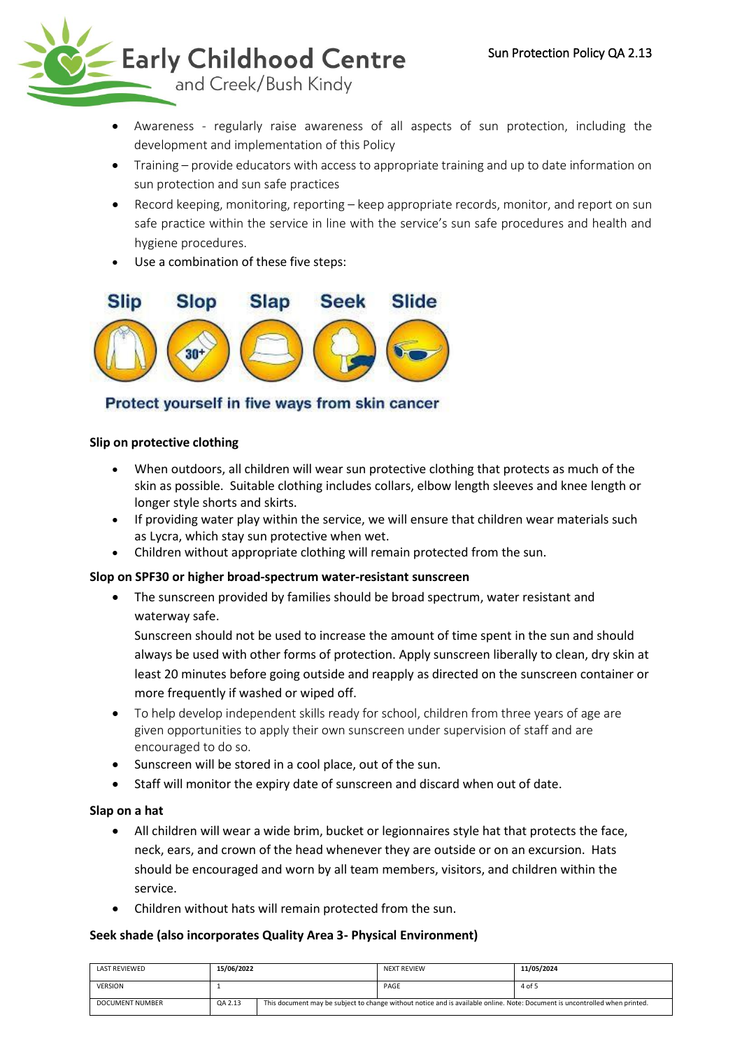- Awareness - regularly raise awareness of all aspects of sun protection, including the development and implementation of this Policy
- Training – provide educators with access to appropriate training and up to date information on sun protection and sun safe practices
- Record keeping, monitoring, reporting – keep appropriate records, monitor, and report on sun safe practice within the service in line with the service's sun safe procedures and health and hygiene procedures.
- Use a combination of these five steps:

Slip Slop Slap Seek Slide

Protect yourself in five ways from skin cancer

**Slip on protective clothing**

- When outdoors, all children will wear sun protective clothing that protects as much of the skin as possible. Suitable clothing includes collars, elbow length sleeves and knee length or longer style shorts and skirts.
- If providing water play within the service, we will ensure that children wear materials such as Lycra, which stay sun protective when wet.
- Children without appropriate clothing will remain protected from the sun.

**Slop on SPF30 or higher broad-spectrum water-resistant sunscreen**

- The sunscreen provided by families should be broad spectrum, water resistant and waterway safe.

  Sunscreen should not be used to increase the amount of time spent in the sun and should always be used with other forms of protection. Apply sunscreen liberally to clean, dry skin at least 20 minutes before going outside and reapply as directed on the sunscreen container or more frequently if washed or wiped off.
- To help develop independent skills ready for school, children from three years of age are given opportunities to apply their own sunscreen under supervision of staff and are encouraged to do so.
- Sunscreen will be stored in a cool place, out of the sun.
- Staff will monitor the expiry date of sunscreen and discard when out of date.

**Slap on a hat**

- All children will wear a wide brim, bucket or legionnaires style hat that protects the face, neck, ears, and crown of the head whenever they are outside or on an excursion. Hats should be encouraged and worn by all team members, visitors, and children within the service.
- Children without hats will remain protected from the sun.

**Seek shade (also incorporates Quality Area 3- Physical Environment)**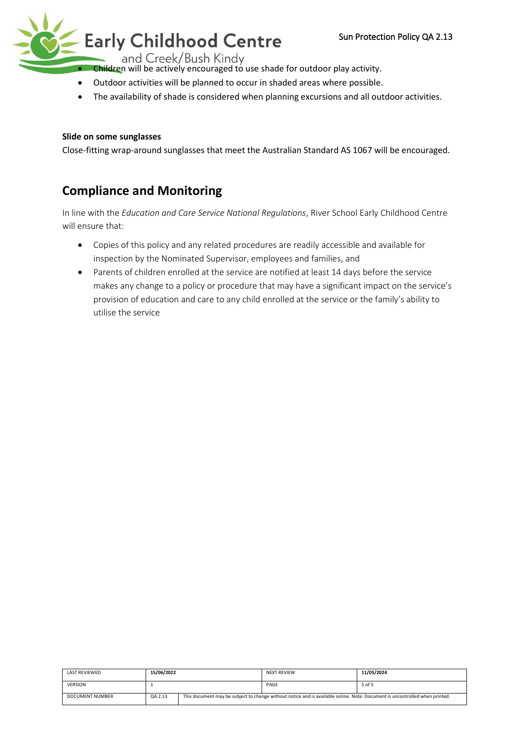- Children will be actively encouraged to use shade for outdoor play activity.
- Outdoor activities will be planned to occur in shaded areas where possible.
- The availability of shade is considered when planning excursions and all outdoor activities.

**Slide on some sunglasses**

Close-fitting wrap-around sunglasses that meet the Australian Standard AS 1067 will be encouraged.

## Compliance and Monitoring

In line with the *Education and Care Service National Regulations*, River School Early Childhood Centre will ensure that:

- Copies of this policy and any related procedures are readily accessible and available for inspection by the Nominated Supervisor, employees and families, and
- Parents of children enrolled at the service are notified at least 14 days before the service makes any change to a policy or procedure that may have a significant impact on the service's provision of education and care to any child enrolled at the service or the family's ability to utilise the service

| | | | |
|---|---|---|---|
| LAST REVIEWED | 15/06/2022 | NEXT REVIEW | 11/05/2024 |
| VERSION | 1 | PAGE | 5 of 5 |
| DOCUMENT NUMBER | QA 2.13 | This document may be subject to change without notice and is available online. Note: Document is uncontrolled when printed. | |